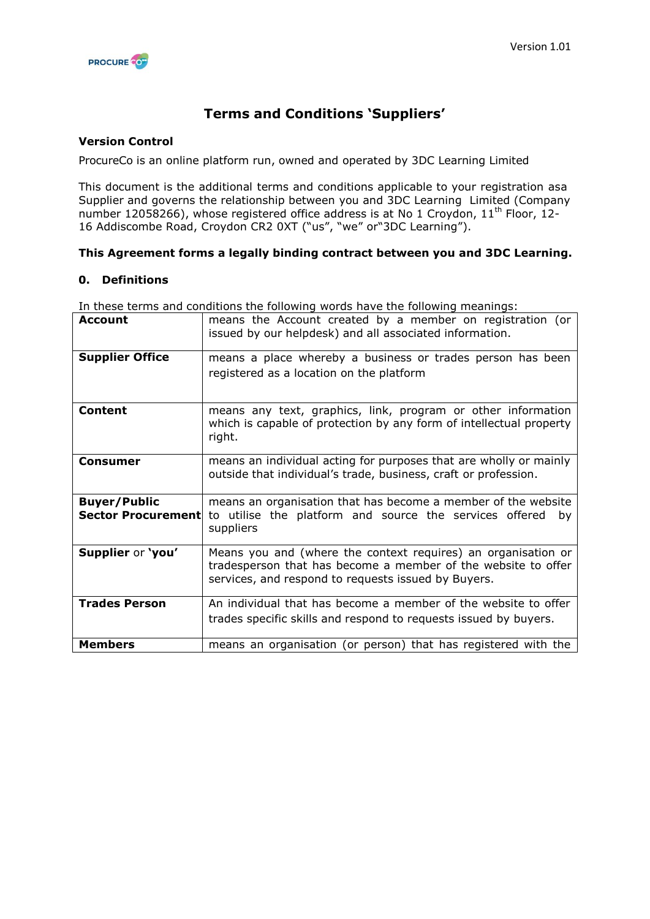# Terms and Conditions 'Suppliers'

### Version Control

ProcureCo is an online platform run, owned and operated by 3DC Learning Limited

This document is the additional terms and conditions applicable to your registration asa Supplier and governs the relationship between you and 3DC Learning Limited (Company number 12058266), whose registered office address is at No 1 Croydon, 11th Floor, 12-16 Addiscombe Road, Croydon CR2 0XT ("us", "we" or"3DC Learning").

**This Agreement forms a legally binding contract between you and 3DC Learning.**

### 0. Definitions

In these terms and conditions the following words have the following meanings:

| | |
|---|---|
| **Account** | means the Account created by a member on registration (or issued by our helpdesk) and all associated information. |
| **Supplier Office** | means a place whereby a business or trades person has been registered as a location on the platform |
| **Content** | means any text, graphics, link, program or other information which is capable of protection by any form of intellectual property right. |
| **Consumer** | means an individual acting for purposes that are wholly or mainly outside that individual's trade, business, craft or profession. |
| **Buyer/Public Sector Procurement** | means an organisation that has become a member of the website to utilise the platform and source the services offered by suppliers |
| **Supplier** or **'you'** | Means you and (where the context requires) an organisation or tradesperson that has become a member of the website to offer services, and respond to requests issued by Buyers. |
| **Trades Person** | An individual that has become a member of the website to offer trades specific skills and respond to requests issued by buyers. |
| **Members** | means an organisation (or person) that has registered with the |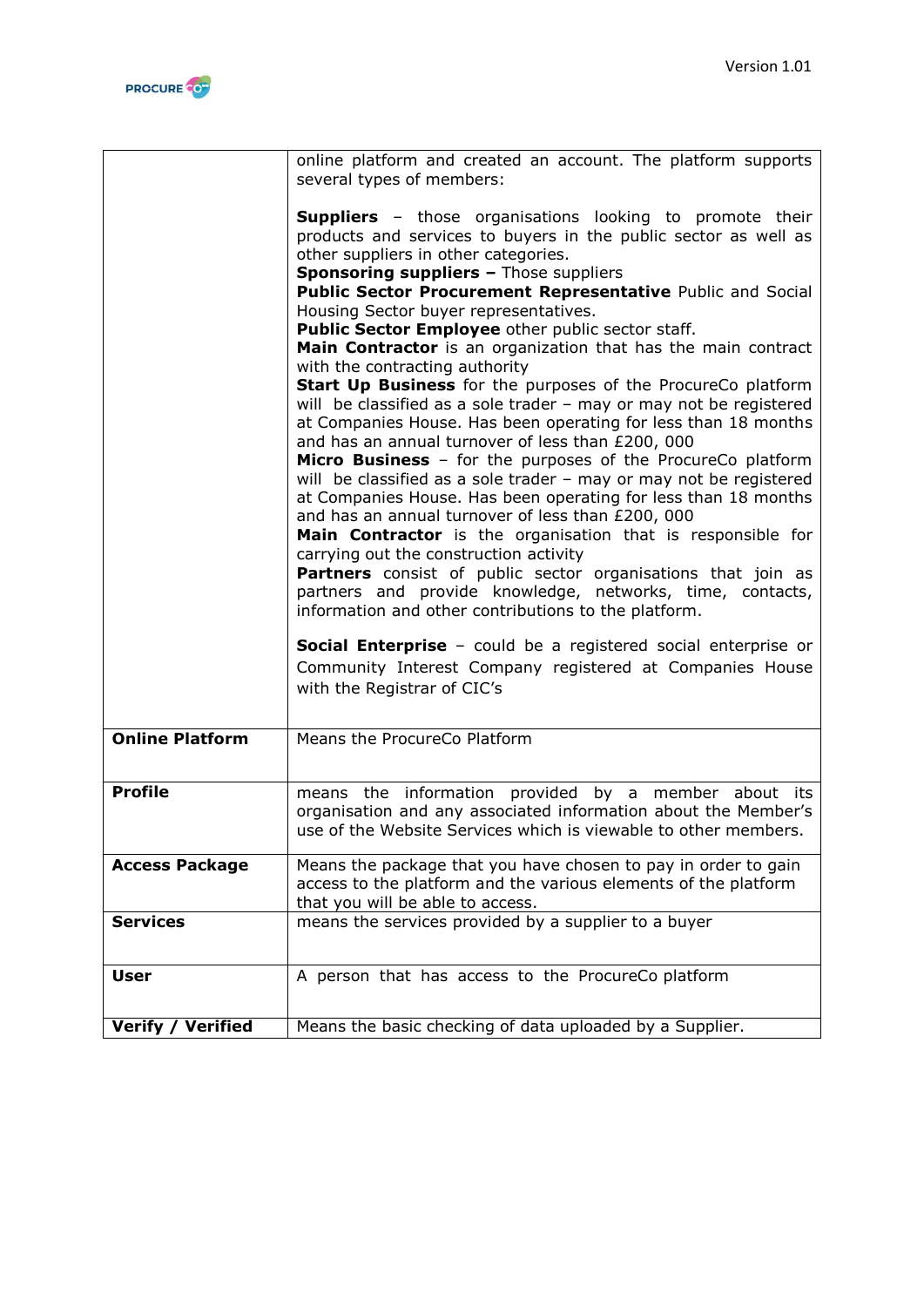| | |
|---|---|
| | online platform and created an account. The platform supports several types of members:<br><br>**Suppliers** – those organisations looking to promote their products and services to buyers in the public sector as well as other suppliers in other categories.<br>**Sponsoring suppliers –** Those suppliers<br>**Public Sector Procurement Representative** Public and Social Housing Sector buyer representatives.<br>**Public Sector Employee** other public sector staff.<br>**Main Contractor** is an organization that has the main contract with the contracting authority<br>**Start Up Business** for the purposes of the ProcureCo platform will be classified as a sole trader – may or may not be registered at Companies House. Has been operating for less than 18 months and has an annual turnover of less than £200, 000<br>**Micro Business** – for the purposes of the ProcureCo platform will be classified as a sole trader – may or may not be registered at Companies House. Has been operating for less than 18 months and has an annual turnover of less than £200, 000<br>**Main Contractor** is the organisation that is responsible for carrying out the construction activity<br>**Partners** consist of public sector organisations that join as partners and provide knowledge, networks, time, contacts, information and other contributions to the platform.<br><br>**Social Enterprise** – could be a registered social enterprise or Community Interest Company registered at Companies House with the Registrar of CIC's |
| **Online Platform** | Means the ProcureCo Platform |
| **Profile** | means the information provided by a member about its organisation and any associated information about the Member's use of the Website Services which is viewable to other members. |
| **Access Package** | Means the package that you have chosen to pay in order to gain access to the platform and the various elements of the platform that you will be able to access. |
| **Services** | means the services provided by a supplier to a buyer |
| **User** | A person that has access to the ProcureCo platform |
| **Verify / Verified** | Means the basic checking of data uploaded by a Supplier. |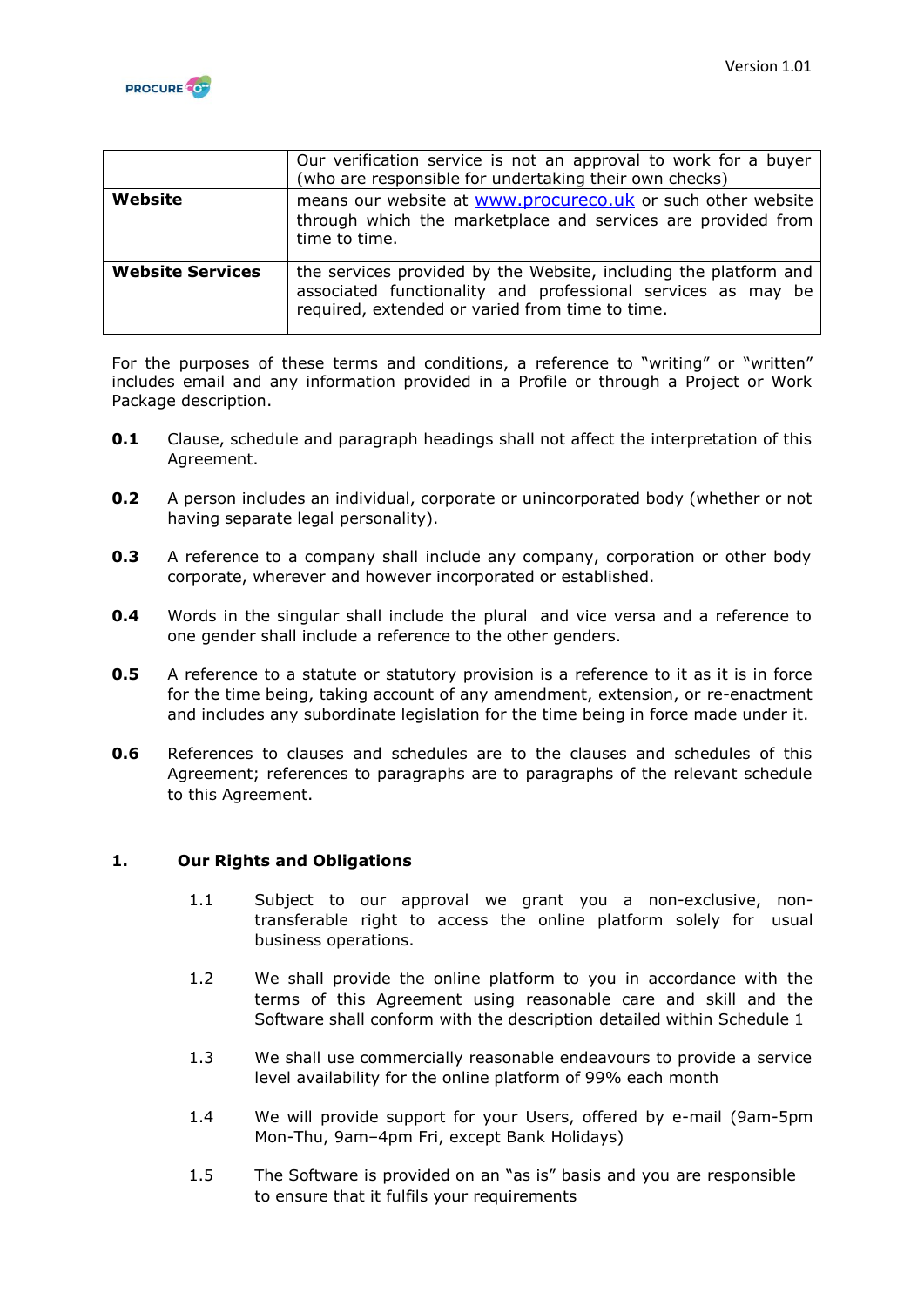| | |
|---|---|
| | Our verification service is not an approval to work for a buyer (who are responsible for undertaking their own checks) |
| **Website** | means our website at [www.procureco.uk](http://www.procureco.uk) or such other website through which the marketplace and services are provided from time to time. |
| **Website Services** | the services provided by the Website, including the platform and associated functionality and professional services as may be required, extended or varied from time to time. |

For the purposes of these terms and conditions, a reference to "writing" or "written" includes email and any information provided in a Profile or through a Project or Work Package description.

**0.1** Clause, schedule and paragraph headings shall not affect the interpretation of this Agreement.

**0.2** A person includes an individual, corporate or unincorporated body (whether or not having separate legal personality).

**0.3** A reference to a company shall include any company, corporation or other body corporate, wherever and however incorporated or established.

**0.4** Words in the singular shall include the plural and vice versa and a reference to one gender shall include a reference to the other genders.

**0.5** A reference to a statute or statutory provision is a reference to it as it is in force for the time being, taking account of any amendment, extension, or re-enactment and includes any subordinate legislation for the time being in force made under it.

**0.6** References to clauses and schedules are to the clauses and schedules of this Agreement; references to paragraphs are to paragraphs of the relevant schedule to this Agreement.

## 1. Our Rights and Obligations

1.1 Subject to our approval we grant you a non-exclusive, non-transferable right to access the online platform solely for usual business operations.

1.2 We shall provide the online platform to you in accordance with the terms of this Agreement using reasonable care and skill and the Software shall conform with the description detailed within Schedule 1

1.3 We shall use commercially reasonable endeavours to provide a service level availability for the online platform of 99% each month

1.4 We will provide support for your Users, offered by e-mail (9am-5pm Mon-Thu, 9am–4pm Fri, except Bank Holidays)

1.5 The Software is provided on an "as is" basis and you are responsible to ensure that it fulfils your requirements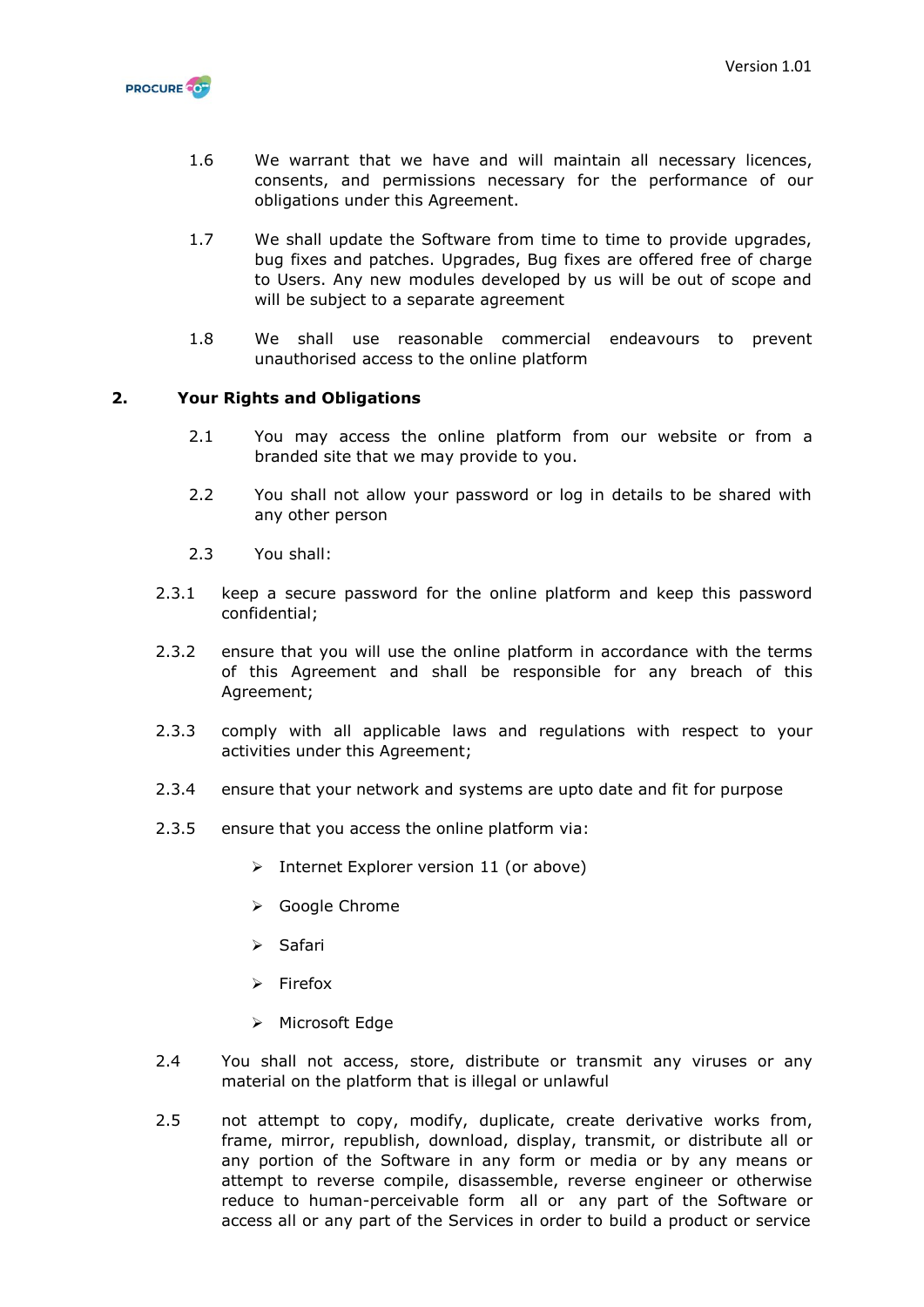1.6 We warrant that we have and will maintain all necessary licences, consents, and permissions necessary for the performance of our obligations under this Agreement.

1.7 We shall update the Software from time to time to provide upgrades, bug fixes and patches. Upgrades, Bug fixes are offered free of charge to Users. Any new modules developed by us will be out of scope and will be subject to a separate agreement

1.8 We shall use reasonable commercial endeavours to prevent unauthorised access to the online platform

## 2. Your Rights and Obligations

2.1 You may access the online platform from our website or from a branded site that we may provide to you.

2.2 You shall not allow your password or log in details to be shared with any other person

2.3 You shall:

2.3.1 keep a secure password for the online platform and keep this password confidential;

2.3.2 ensure that you will use the online platform in accordance with the terms of this Agreement and shall be responsible for any breach of this Agreement;

2.3.3 comply with all applicable laws and regulations with respect to your activities under this Agreement;

2.3.4 ensure that your network and systems are upto date and fit for purpose

2.3.5 ensure that you access the online platform via:

- Internet Explorer version 11 (or above)
- Google Chrome
- Safari
- Firefox
- Microsoft Edge

2.4 You shall not access, store, distribute or transmit any viruses or any material on the platform that is illegal or unlawful

2.5 not attempt to copy, modify, duplicate, create derivative works from, frame, mirror, republish, download, display, transmit, or distribute all or any portion of the Software in any form or media or by any means or attempt to reverse compile, disassemble, reverse engineer or otherwise reduce to human-perceivable form all or any part of the Software or access all or any part of the Services in order to build a product or service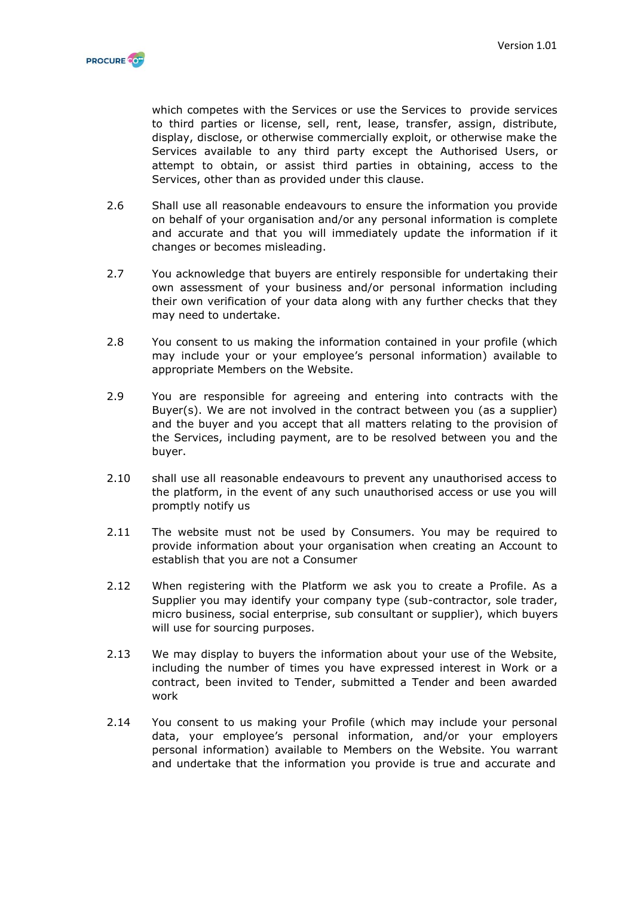which competes with the Services or use the Services to provide services to third parties or license, sell, rent, lease, transfer, assign, distribute, display, disclose, or otherwise commercially exploit, or otherwise make the Services available to any third party except the Authorised Users, or attempt to obtain, or assist third parties in obtaining, access to the Services, other than as provided under this clause.

2.6 Shall use all reasonable endeavours to ensure the information you provide on behalf of your organisation and/or any personal information is complete and accurate and that you will immediately update the information if it changes or becomes misleading.

2.7 You acknowledge that buyers are entirely responsible for undertaking their own assessment of your business and/or personal information including their own verification of your data along with any further checks that they may need to undertake.

2.8 You consent to us making the information contained in your profile (which may include your or your employee's personal information) available to appropriate Members on the Website.

2.9 You are responsible for agreeing and entering into contracts with the Buyer(s). We are not involved in the contract between you (as a supplier) and the buyer and you accept that all matters relating to the provision of the Services, including payment, are to be resolved between you and the buyer.

2.10 shall use all reasonable endeavours to prevent any unauthorised access to the platform, in the event of any such unauthorised access or use you will promptly notify us

2.11 The website must not be used by Consumers. You may be required to provide information about your organisation when creating an Account to establish that you are not a Consumer

2.12 When registering with the Platform we ask you to create a Profile. As a Supplier you may identify your company type (sub-contractor, sole trader, micro business, social enterprise, sub consultant or supplier), which buyers will use for sourcing purposes.

2.13 We may display to buyers the information about your use of the Website, including the number of times you have expressed interest in Work or a contract, been invited to Tender, submitted a Tender and been awarded work

2.14 You consent to us making your Profile (which may include your personal data, your employee's personal information, and/or your employers personal information) available to Members on the Website. You warrant and undertake that the information you provide is true and accurate and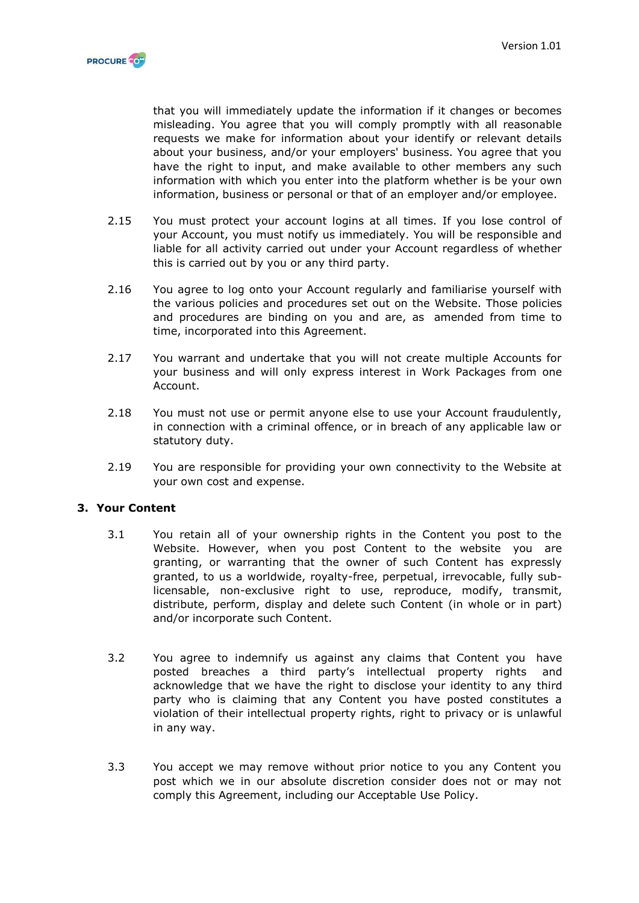that you will immediately update the information if it changes or becomes misleading. You agree that you will comply promptly with all reasonable requests we make for information about your identify or relevant details about your business, and/or your employers' business. You agree that you have the right to input, and make available to other members any such information with which you enter into the platform whether is be your own information, business or personal or that of an employer and/or employee.

2.15 You must protect your account logins at all times. If you lose control of your Account, you must notify us immediately. You will be responsible and liable for all activity carried out under your Account regardless of whether this is carried out by you or any third party.

2.16 You agree to log onto your Account regularly and familiarise yourself with the various policies and procedures set out on the Website. Those policies and procedures are binding on you and are, as amended from time to time, incorporated into this Agreement.

2.17 You warrant and undertake that you will not create multiple Accounts for your business and will only express interest in Work Packages from one Account.

2.18 You must not use or permit anyone else to use your Account fraudulently, in connection with a criminal offence, or in breach of any applicable law or statutory duty.

2.19 You are responsible for providing your own connectivity to the Website at your own cost and expense.

## 3. Your Content

3.1 You retain all of your ownership rights in the Content you post to the Website. However, when you post Content to the website you are granting, or warranting that the owner of such Content has expressly granted, to us a worldwide, royalty-free, perpetual, irrevocable, fully sub-licensable, non-exclusive right to use, reproduce, modify, transmit, distribute, perform, display and delete such Content (in whole or in part) and/or incorporate such Content.

3.2 You agree to indemnify us against any claims that Content you have posted breaches a third party's intellectual property rights and acknowledge that we have the right to disclose your identity to any third party who is claiming that any Content you have posted constitutes a violation of their intellectual property rights, right to privacy or is unlawful in any way.

3.3 You accept we may remove without prior notice to you any Content you post which we in our absolute discretion consider does not or may not comply this Agreement, including our Acceptable Use Policy.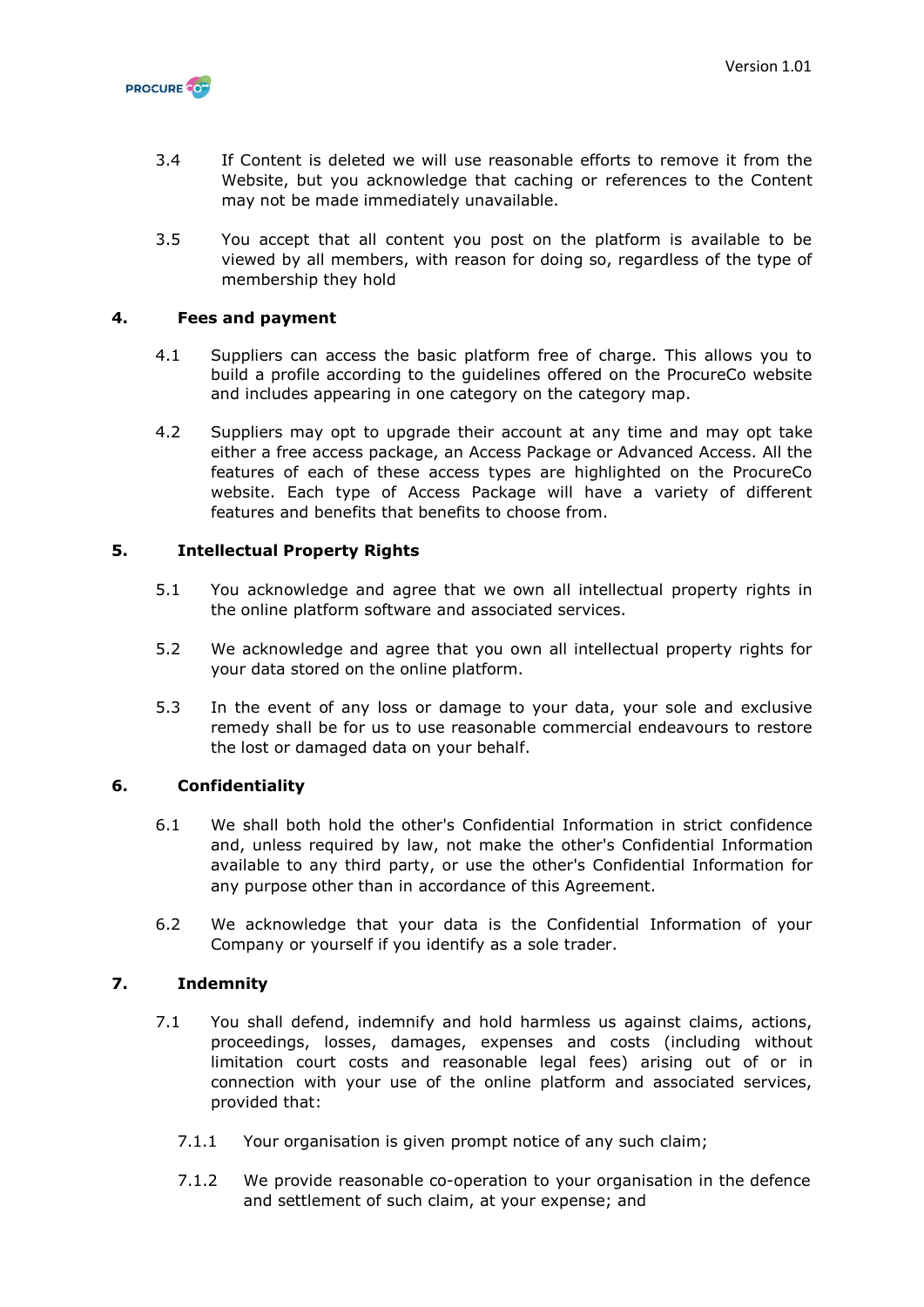3.4 If Content is deleted we will use reasonable efforts to remove it from the Website, but you acknowledge that caching or references to the Content may not be made immediately unavailable.

3.5 You accept that all content you post on the platform is available to be viewed by all members, with reason for doing so, regardless of the type of membership they hold

## 4. Fees and payment

4.1 Suppliers can access the basic platform free of charge. This allows you to build a profile according to the guidelines offered on the ProcureCo website and includes appearing in one category on the category map.

4.2 Suppliers may opt to upgrade their account at any time and may opt take either a free access package, an Access Package or Advanced Access. All the features of each of these access types are highlighted on the ProcureCo website. Each type of Access Package will have a variety of different features and benefits that benefits to choose from.

## 5. Intellectual Property Rights

5.1 You acknowledge and agree that we own all intellectual property rights in the online platform software and associated services.

5.2 We acknowledge and agree that you own all intellectual property rights for your data stored on the online platform.

5.3 In the event of any loss or damage to your data, your sole and exclusive remedy shall be for us to use reasonable commercial endeavours to restore the lost or damaged data on your behalf.

## 6. Confidentiality

6.1 We shall both hold the other's Confidential Information in strict confidence and, unless required by law, not make the other's Confidential Information available to any third party, or use the other's Confidential Information for any purpose other than in accordance of this Agreement.

6.2 We acknowledge that your data is the Confidential Information of your Company or yourself if you identify as a sole trader.

## 7. Indemnity

7.1 You shall defend, indemnify and hold harmless us against claims, actions, proceedings, losses, damages, expenses and costs (including without limitation court costs and reasonable legal fees) arising out of or in connection with your use of the online platform and associated services, provided that:

7.1.1 Your organisation is given prompt notice of any such claim;

7.1.2 We provide reasonable co-operation to your organisation in the defence and settlement of such claim, at your expense; and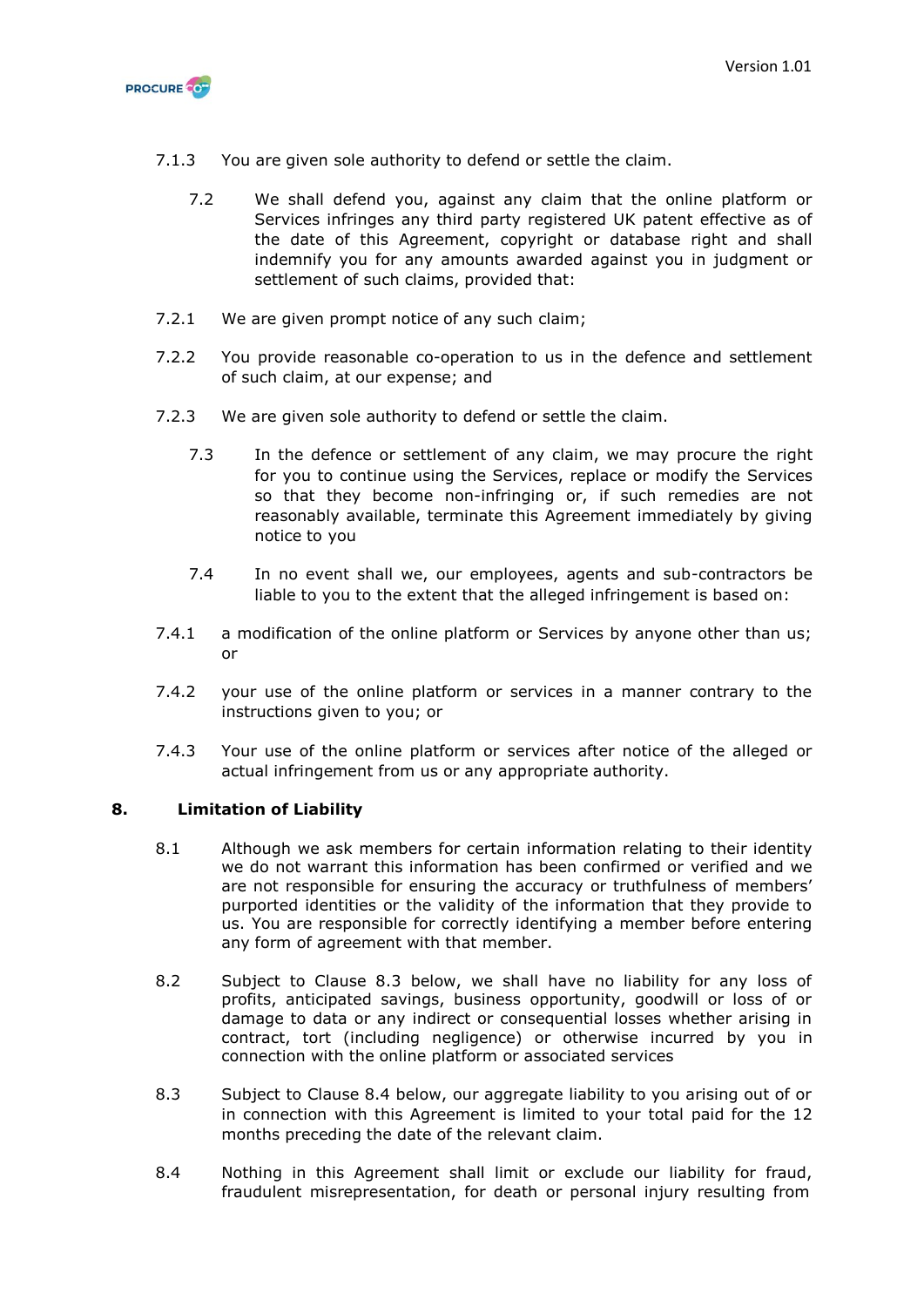7.1.3 You are given sole authority to defend or settle the claim.

7.2 We shall defend you, against any claim that the online platform or Services infringes any third party registered UK patent effective as of the date of this Agreement, copyright or database right and shall indemnify you for any amounts awarded against you in judgment or settlement of such claims, provided that:

7.2.1 We are given prompt notice of any such claim;

7.2.2 You provide reasonable co-operation to us in the defence and settlement of such claim, at our expense; and

7.2.3 We are given sole authority to defend or settle the claim.

7.3 In the defence or settlement of any claim, we may procure the right for you to continue using the Services, replace or modify the Services so that they become non-infringing or, if such remedies are not reasonably available, terminate this Agreement immediately by giving notice to you

7.4 In no event shall we, our employees, agents and sub-contractors be liable to you to the extent that the alleged infringement is based on:

7.4.1 a modification of the online platform or Services by anyone other than us; or

7.4.2 your use of the online platform or services in a manner contrary to the instructions given to you; or

7.4.3 Your use of the online platform or services after notice of the alleged or actual infringement from us or any appropriate authority.

## 8. Limitation of Liability

8.1 Although we ask members for certain information relating to their identity we do not warrant this information has been confirmed or verified and we are not responsible for ensuring the accuracy or truthfulness of members' purported identities or the validity of the information that they provide to us. You are responsible for correctly identifying a member before entering any form of agreement with that member.

8.2 Subject to Clause 8.3 below, we shall have no liability for any loss of profits, anticipated savings, business opportunity, goodwill or loss of or damage to data or any indirect or consequential losses whether arising in contract, tort (including negligence) or otherwise incurred by you in connection with the online platform or associated services

8.3 Subject to Clause 8.4 below, our aggregate liability to you arising out of or in connection with this Agreement is limited to your total paid for the 12 months preceding the date of the relevant claim.

8.4 Nothing in this Agreement shall limit or exclude our liability for fraud, fraudulent misrepresentation, for death or personal injury resulting from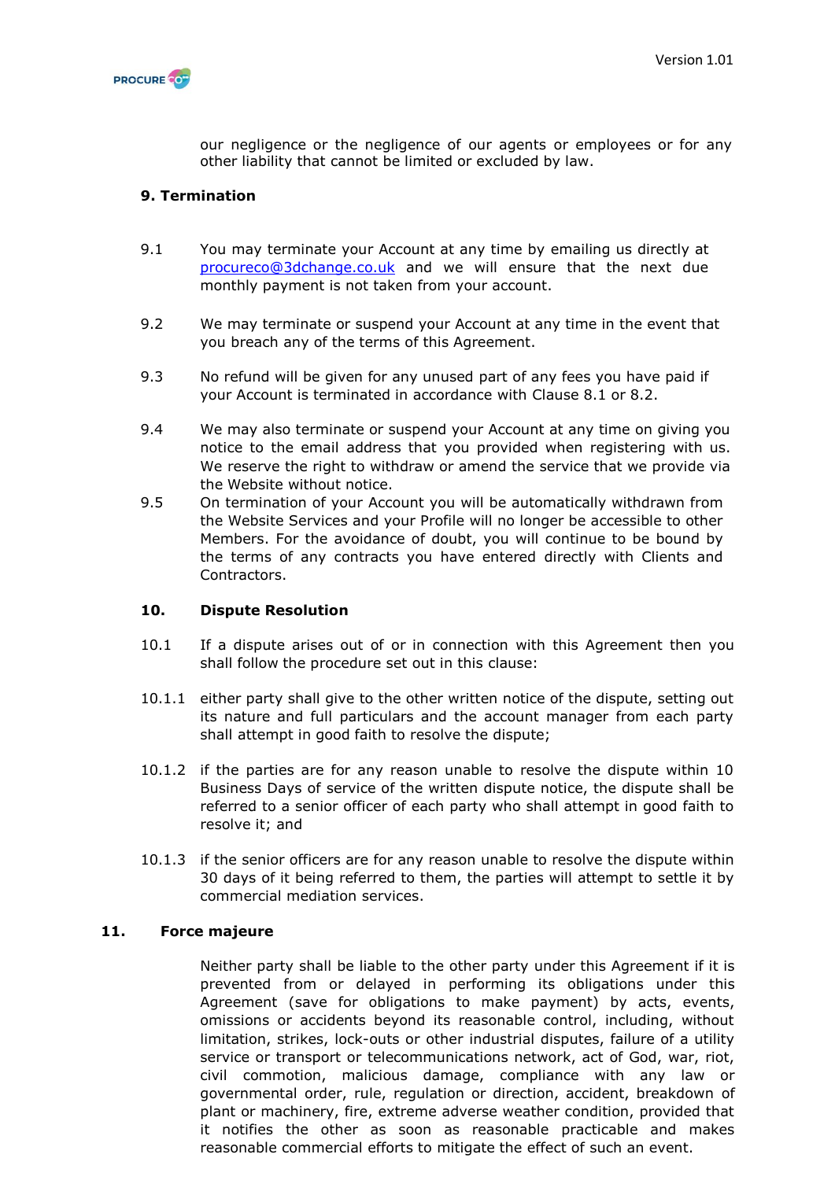our negligence or the negligence of our agents or employees or for any other liability that cannot be limited or excluded by law.

## 9. Termination

9.1 You may terminate your Account at any time by emailing us directly at [procureco@3dchange.co.uk](mailto:procureco@3dchange.co.uk) and we will ensure that the next due monthly payment is not taken from your account.

9.2 We may terminate or suspend your Account at any time in the event that you breach any of the terms of this Agreement.

9.3 No refund will be given for any unused part of any fees you have paid if your Account is terminated in accordance with Clause 8.1 or 8.2.

9.4 We may also terminate or suspend your Account at any time on giving you notice to the email address that you provided when registering with us. We reserve the right to withdraw or amend the service that we provide via the Website without notice.

9.5 On termination of your Account you will be automatically withdrawn from the Website Services and your Profile will no longer be accessible to other Members. For the avoidance of doubt, you will continue to be bound by the terms of any contracts you have entered directly with Clients and Contractors.

## 10. Dispute Resolution

10.1 If a dispute arises out of or in connection with this Agreement then you shall follow the procedure set out in this clause:

10.1.1 either party shall give to the other written notice of the dispute, setting out its nature and full particulars and the account manager from each party shall attempt in good faith to resolve the dispute;

10.1.2 if the parties are for any reason unable to resolve the dispute within 10 Business Days of service of the written dispute notice, the dispute shall be referred to a senior officer of each party who shall attempt in good faith to resolve it; and

10.1.3 if the senior officers are for any reason unable to resolve the dispute within 30 days of it being referred to them, the parties will attempt to settle it by commercial mediation services.

## 11. Force majeure

Neither party shall be liable to the other party under this Agreement if it is prevented from or delayed in performing its obligations under this Agreement (save for obligations to make payment) by acts, events, omissions or accidents beyond its reasonable control, including, without limitation, strikes, lock-outs or other industrial disputes, failure of a utility service or transport or telecommunications network, act of God, war, riot, civil commotion, malicious damage, compliance with any law or governmental order, rule, regulation or direction, accident, breakdown of plant or machinery, fire, extreme adverse weather condition, provided that it notifies the other as soon as reasonable practicable and makes reasonable commercial efforts to mitigate the effect of such an event.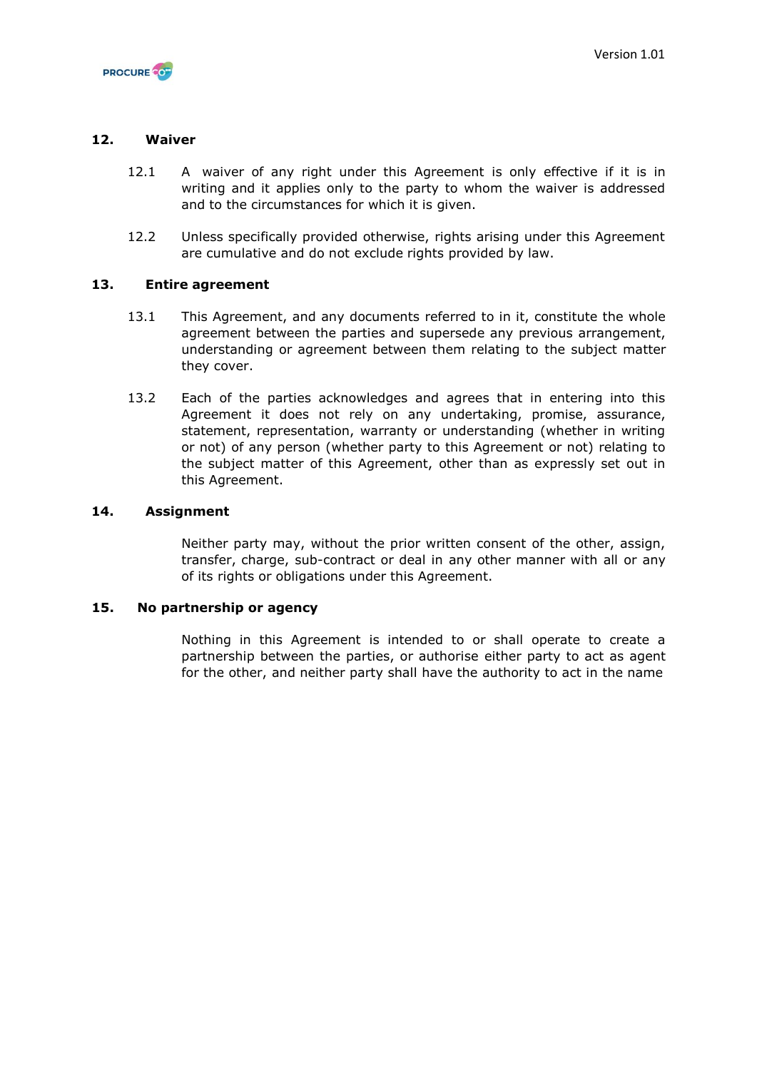## 12. Waiver

12.1 A waiver of any right under this Agreement is only effective if it is in writing and it applies only to the party to whom the waiver is addressed and to the circumstances for which it is given.

12.2 Unless specifically provided otherwise, rights arising under this Agreement are cumulative and do not exclude rights provided by law.

## 13. Entire agreement

13.1 This Agreement, and any documents referred to in it, constitute the whole agreement between the parties and supersede any previous arrangement, understanding or agreement between them relating to the subject matter they cover.

13.2 Each of the parties acknowledges and agrees that in entering into this Agreement it does not rely on any undertaking, promise, assurance, statement, representation, warranty or understanding (whether in writing or not) of any person (whether party to this Agreement or not) relating to the subject matter of this Agreement, other than as expressly set out in this Agreement.

## 14. Assignment

Neither party may, without the prior written consent of the other, assign, transfer, charge, sub-contract or deal in any other manner with all or any of its rights or obligations under this Agreement.

## 15. No partnership or agency

Nothing in this Agreement is intended to or shall operate to create a partnership between the parties, or authorise either party to act as agent for the other, and neither party shall have the authority to act in the name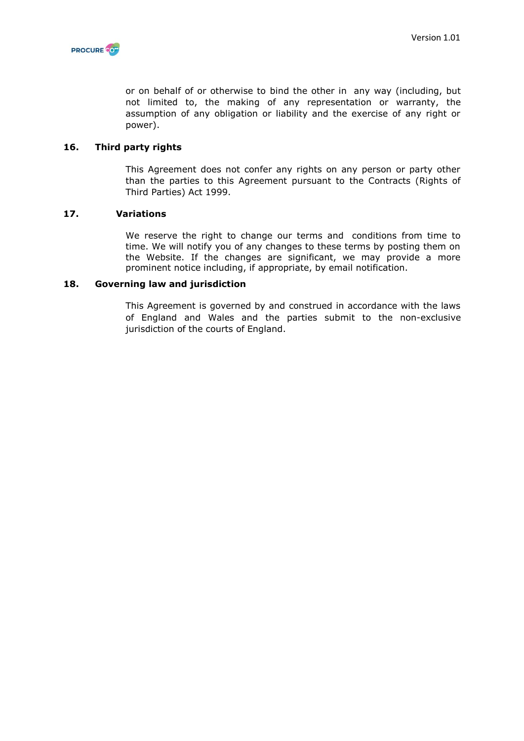or on behalf of or otherwise to bind the other in any way (including, but not limited to, the making of any representation or warranty, the assumption of any obligation or liability and the exercise of any right or power).

## 16. Third party rights

This Agreement does not confer any rights on any person or party other than the parties to this Agreement pursuant to the Contracts (Rights of Third Parties) Act 1999.

## 17. Variations

We reserve the right to change our terms and conditions from time to time. We will notify you of any changes to these terms by posting them on the Website. If the changes are significant, we may provide a more prominent notice including, if appropriate, by email notification.

## 18. Governing law and jurisdiction

This Agreement is governed by and construed in accordance with the laws of England and Wales and the parties submit to the non-exclusive jurisdiction of the courts of England.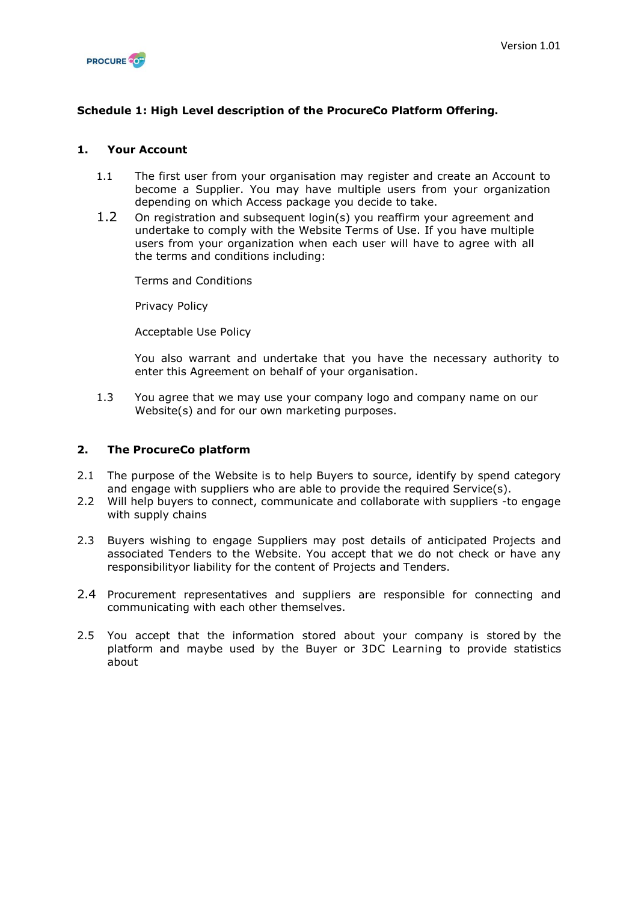**Schedule 1: High Level description of the ProcureCo Platform Offering.**

## 1. Your Account

1.1 The first user from your organisation may register and create an Account to become a Supplier. You may have multiple users from your organization depending on which Access package you decide to take.

1.2 On registration and subsequent login(s) you reaffirm your agreement and undertake to comply with the Website Terms of Use. If you have multiple users from your organization when each user will have to agree with all the terms and conditions including:

Terms and Conditions

Privacy Policy

Acceptable Use Policy

You also warrant and undertake that you have the necessary authority to enter this Agreement on behalf of your organisation.

1.3 You agree that we may use your company logo and company name on our Website(s) and for our own marketing purposes.

## 2. The ProcureCo platform

2.1 The purpose of the Website is to help Buyers to source, identify by spend category and engage with suppliers who are able to provide the required Service(s).

2.2 Will help buyers to connect, communicate and collaborate with suppliers -to engage with supply chains

2.3 Buyers wishing to engage Suppliers may post details of anticipated Projects and associated Tenders to the Website. You accept that we do not check or have any responsibilityor liability for the content of Projects and Tenders.

2.4 Procurement representatives and suppliers are responsible for connecting and communicating with each other themselves.

2.5 You accept that the information stored about your company is stored by the platform and maybe used by the Buyer or 3DC Learning to provide statistics about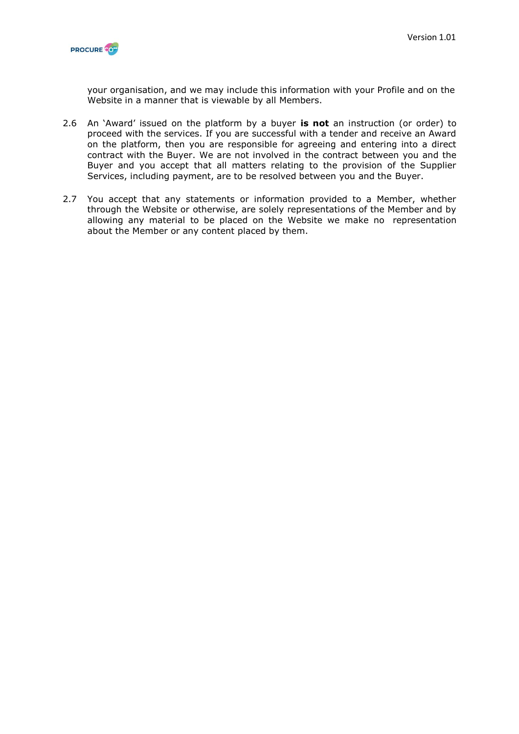your organisation, and we may include this information with your Profile and on the Website in a manner that is viewable by all Members.

2.6 An 'Award' issued on the platform by a buyer **is not** an instruction (or order) to proceed with the services. If you are successful with a tender and receive an Award on the platform, then you are responsible for agreeing and entering into a direct contract with the Buyer. We are not involved in the contract between you and the Buyer and you accept that all matters relating to the provision of the Supplier Services, including payment, are to be resolved between you and the Buyer.

2.7 You accept that any statements or information provided to a Member, whether through the Website or otherwise, are solely representations of the Member and by allowing any material to be placed on the Website we make no representation about the Member or any content placed by them.